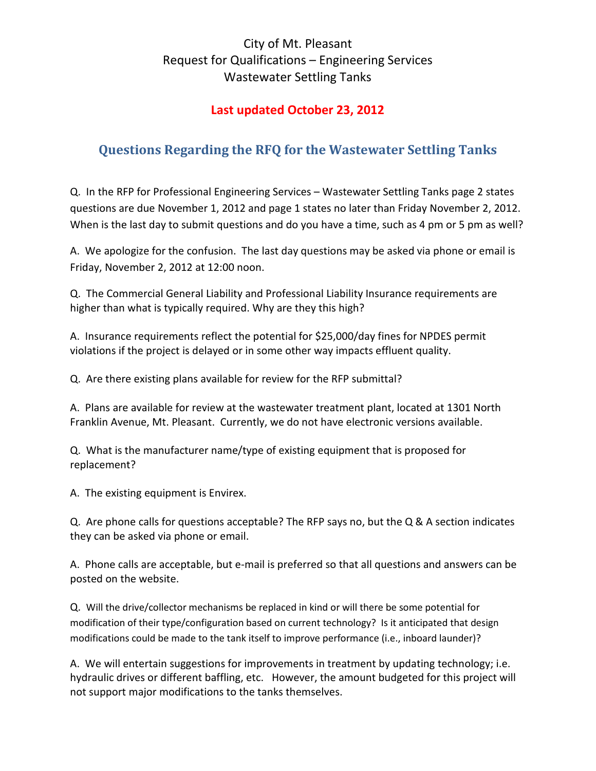City of Mt. Pleasant
Request for Qualifications – Engineering Services
Wastewater Settling Tanks

**Last updated October 23, 2012**

## Questions Regarding the RFQ for the Wastewater Settling Tanks

Q. In the RFP for Professional Engineering Services – Wastewater Settling Tanks page 2 states questions are due November 1, 2012 and page 1 states no later than Friday November 2, 2012. When is the last day to submit questions and do you have a time, such as 4 pm or 5 pm as well?

A. We apologize for the confusion. The last day questions may be asked via phone or email is Friday, November 2, 2012 at 12:00 noon.

Q. The Commercial General Liability and Professional Liability Insurance requirements are higher than what is typically required. Why are they this high?

A. Insurance requirements reflect the potential for $25,000/day fines for NPDES permit violations if the project is delayed or in some other way impacts effluent quality.

Q. Are there existing plans available for review for the RFP submittal?

A. Plans are available for review at the wastewater treatment plant, located at 1301 North Franklin Avenue, Mt. Pleasant. Currently, we do not have electronic versions available.

Q. What is the manufacturer name/type of existing equipment that is proposed for replacement?

A. The existing equipment is Envirex.

Q. Are phone calls for questions acceptable? The RFP says no, but the Q & A section indicates they can be asked via phone or email.

A. Phone calls are acceptable, but e-mail is preferred so that all questions and answers can be posted on the website.

Q. Will the drive/collector mechanisms be replaced in kind or will there be some potential for modification of their type/configuration based on current technology? Is it anticipated that design modifications could be made to the tank itself to improve performance (i.e., inboard launder)?

A. We will entertain suggestions for improvements in treatment by updating technology; i.e. hydraulic drives or different baffling, etc. However, the amount budgeted for this project will not support major modifications to the tanks themselves.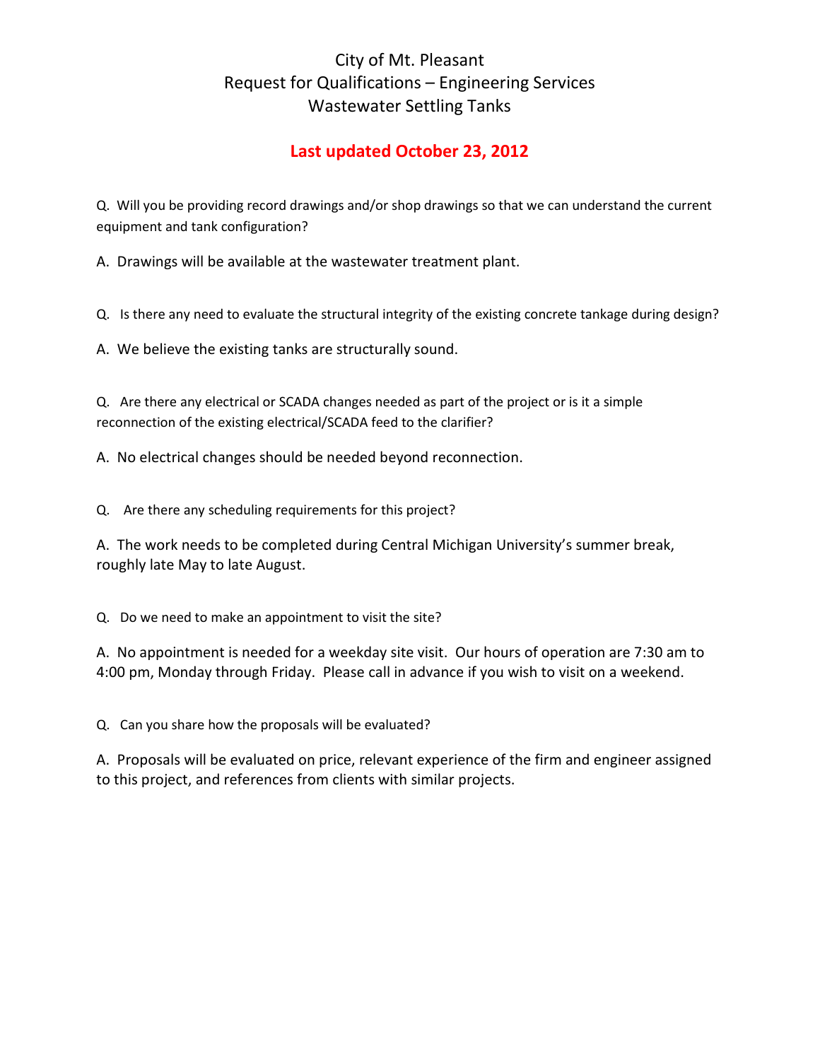# City of Mt. Pleasant
# Request for Qualifications – Engineering Services
# Wastewater Settling Tanks

**Last updated October 23, 2012**

Q. Will you be providing record drawings and/or shop drawings so that we can understand the current equipment and tank configuration?

A. Drawings will be available at the wastewater treatment plant.

Q. Is there any need to evaluate the structural integrity of the existing concrete tankage during design?

A. We believe the existing tanks are structurally sound.

Q. Are there any electrical or SCADA changes needed as part of the project or is it a simple reconnection of the existing electrical/SCADA feed to the clarifier?

A. No electrical changes should be needed beyond reconnection.

Q. Are there any scheduling requirements for this project?

A. The work needs to be completed during Central Michigan University's summer break, roughly late May to late August.

Q. Do we need to make an appointment to visit the site?

A. No appointment is needed for a weekday site visit. Our hours of operation are 7:30 am to 4:00 pm, Monday through Friday. Please call in advance if you wish to visit on a weekend.

Q. Can you share how the proposals will be evaluated?

A. Proposals will be evaluated on price, relevant experience of the firm and engineer assigned to this project, and references from clients with similar projects.